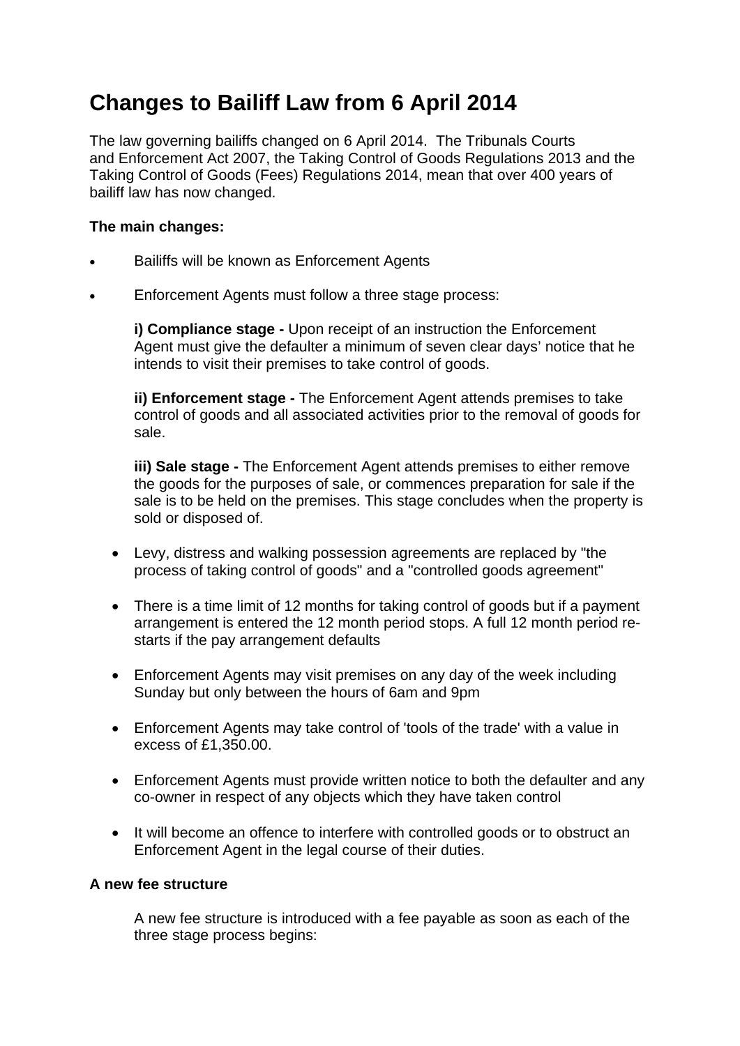# Changes to Bailiff Law from 6 April 2014

The law governing bailiffs changed on 6 April 2014. The Tribunals Courts and Enforcement Act 2007, the Taking Control of Goods Regulations 2013 and the Taking Control of Goods (Fees) Regulations 2014, mean that over 400 years of bailiff law has now changed.

**The main changes:**

- Bailiffs will be known as Enforcement Agents
- Enforcement Agents must follow a three stage process:

  **i) Compliance stage -** Upon receipt of an instruction the Enforcement Agent must give the defaulter a minimum of seven clear days' notice that he intends to visit their premises to take control of goods.

  **ii) Enforcement stage -** The Enforcement Agent attends premises to take control of goods and all associated activities prior to the removal of goods for sale.

  **iii) Sale stage -** The Enforcement Agent attends premises to either remove the goods for the purposes of sale, or commences preparation for sale if the sale is to be held on the premises. This stage concludes when the property is sold or disposed of.

- Levy, distress and walking possession agreements are replaced by "the process of taking control of goods" and a "controlled goods agreement"
- There is a time limit of 12 months for taking control of goods but if a payment arrangement is entered the 12 month period stops. A full 12 month period re-starts if the pay arrangement defaults
- Enforcement Agents may visit premises on any day of the week including Sunday but only between the hours of 6am and 9pm
- Enforcement Agents may take control of 'tools of the trade' with a value in excess of £1,350.00.
- Enforcement Agents must provide written notice to both the defaulter and any co-owner in respect of any objects which they have taken control
- It will become an offence to interfere with controlled goods or to obstruct an Enforcement Agent in the legal course of their duties.

**A new fee structure**

A new fee structure is introduced with a fee payable as soon as each of the three stage process begins: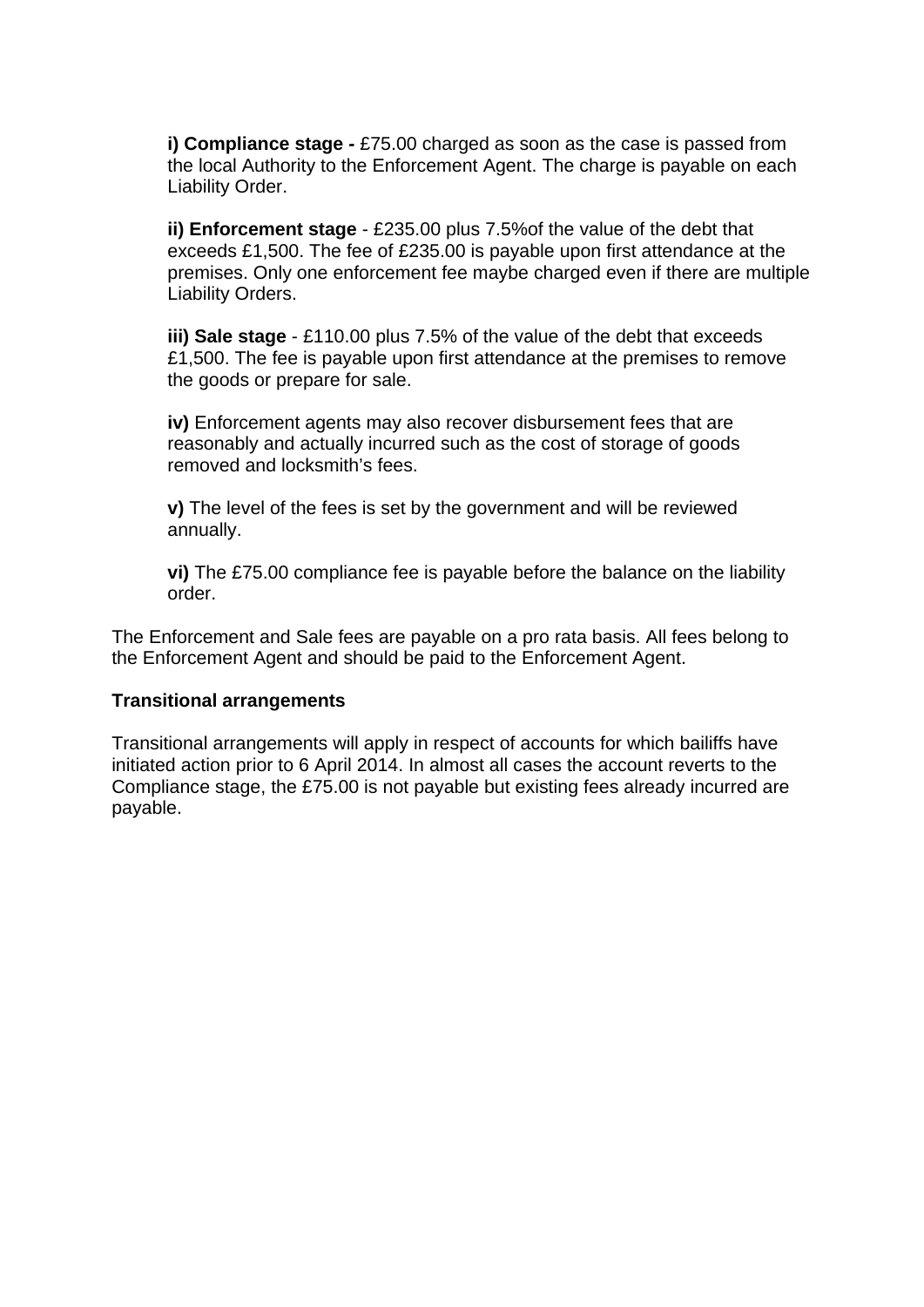**i) Compliance stage -** £75.00 charged as soon as the case is passed from the local Authority to the Enforcement Agent. The charge is payable on each Liability Order.

**ii) Enforcement stage** - £235.00 plus 7.5%of the value of the debt that exceeds £1,500. The fee of £235.00 is payable upon first attendance at the premises. Only one enforcement fee maybe charged even if there are multiple Liability Orders.

**iii) Sale stage** - £110.00 plus 7.5% of the value of the debt that exceeds £1,500. The fee is payable upon first attendance at the premises to remove the goods or prepare for sale.

**iv)** Enforcement agents may also recover disbursement fees that are reasonably and actually incurred such as the cost of storage of goods removed and locksmith's fees.

**v)** The level of the fees is set by the government and will be reviewed annually.

**vi)** The £75.00 compliance fee is payable before the balance on the liability order.

The Enforcement and Sale fees are payable on a pro rata basis. All fees belong to the Enforcement Agent and should be paid to the Enforcement Agent.

**Transitional arrangements**

Transitional arrangements will apply in respect of accounts for which bailiffs have initiated action prior to 6 April 2014. In almost all cases the account reverts to the Compliance stage, the £75.00 is not payable but existing fees already incurred are payable.